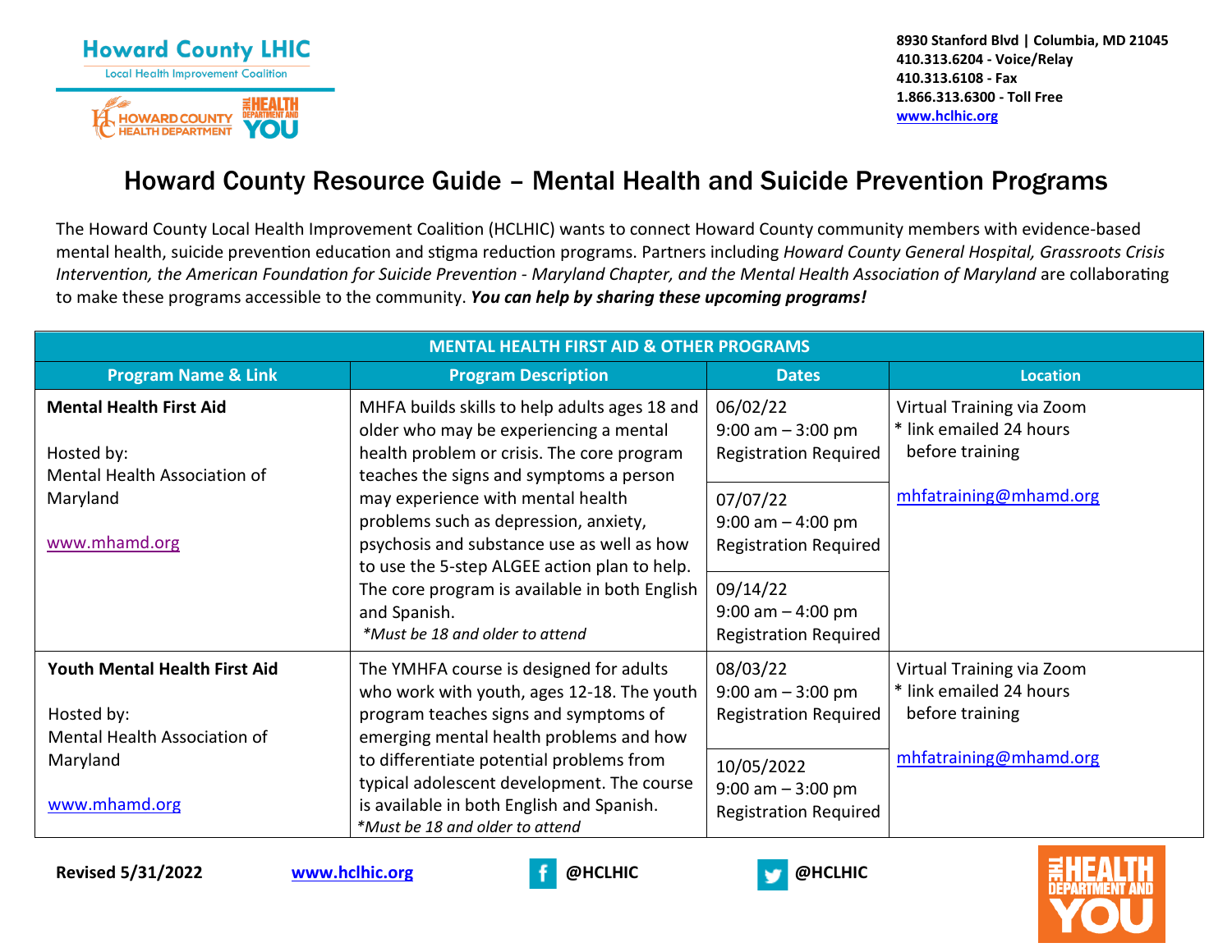Howard County LHIC
Local Health Improvement Coalition

HOWARD COUNTY HEALTH DEPARTMENT | THE HEALTH DEPARTMENT AND YOU

8930 Stanford Blvd | Columbia, MD 21045
410.313.6204 - Voice/Relay
410.313.6108 - Fax
1.866.313.6300 - Toll Free
www.hclhic.org

# Howard County Resource Guide – Mental Health and Suicide Prevention Programs

The Howard County Local Health Improvement Coalition (HCLHIC) wants to connect Howard County community members with evidence-based mental health, suicide prevention education and stigma reduction programs. Partners including *Howard County General Hospital, Grassroots Crisis Intervention, the American Foundation for Suicide Prevention - Maryland Chapter, and the Mental Health Association of Maryland* are collaborating to make these programs accessible to the community. ***You can help by sharing these upcoming programs!***

| MENTAL HEALTH FIRST AID & OTHER PROGRAMS | | | |
|---|---|---|---|
| **Program Name & Link** | **Program Description** | **Dates** | **Location** |
| **Mental Health First Aid**<br><br>Hosted by:<br>Mental Health Association of Maryland<br><br>www.mhamd.org | MHFA builds skills to help adults ages 18 and older who may be experiencing a mental health problem or crisis. The core program teaches the signs and symptoms a person may experience with mental health problems such as depression, anxiety, psychosis and substance use as well as how to use the 5-step ALGEE action plan to help. The core program is available in both English and Spanish.<br>*\*Must be 18 and older to attend* | 06/02/22<br>9:00 am – 3:00 pm<br>Registration Required<br><br>07/07/22<br>9:00 am – 4:00 pm<br>Registration Required<br><br>09/14/22<br>9:00 am – 4:00 pm<br>Registration Required | Virtual Training via Zoom<br>* link emailed 24 hours before training<br><br>mhfatraining@mhamd.org |
| **Youth Mental Health First Aid**<br><br>Hosted by:<br>Mental Health Association of Maryland<br><br>www.mhamd.org | The YMHFA course is designed for adults who work with youth, ages 12-18. The youth program teaches signs and symptoms of emerging mental health problems and how to differentiate potential problems from typical adolescent development. The course is available in both English and Spanish.<br>*\*Must be 18 and older to attend* | 08/03/22<br>9:00 am – 3:00 pm<br>Registration Required<br><br>10/05/2022<br>9:00 am – 3:00 pm<br>Registration Required | Virtual Training via Zoom<br>* link emailed 24 hours before training<br><br>mhfatraining@mhamd.org |

**Revised 5/31/2022** www.hclhic.org @HCLHIC @HCLHIC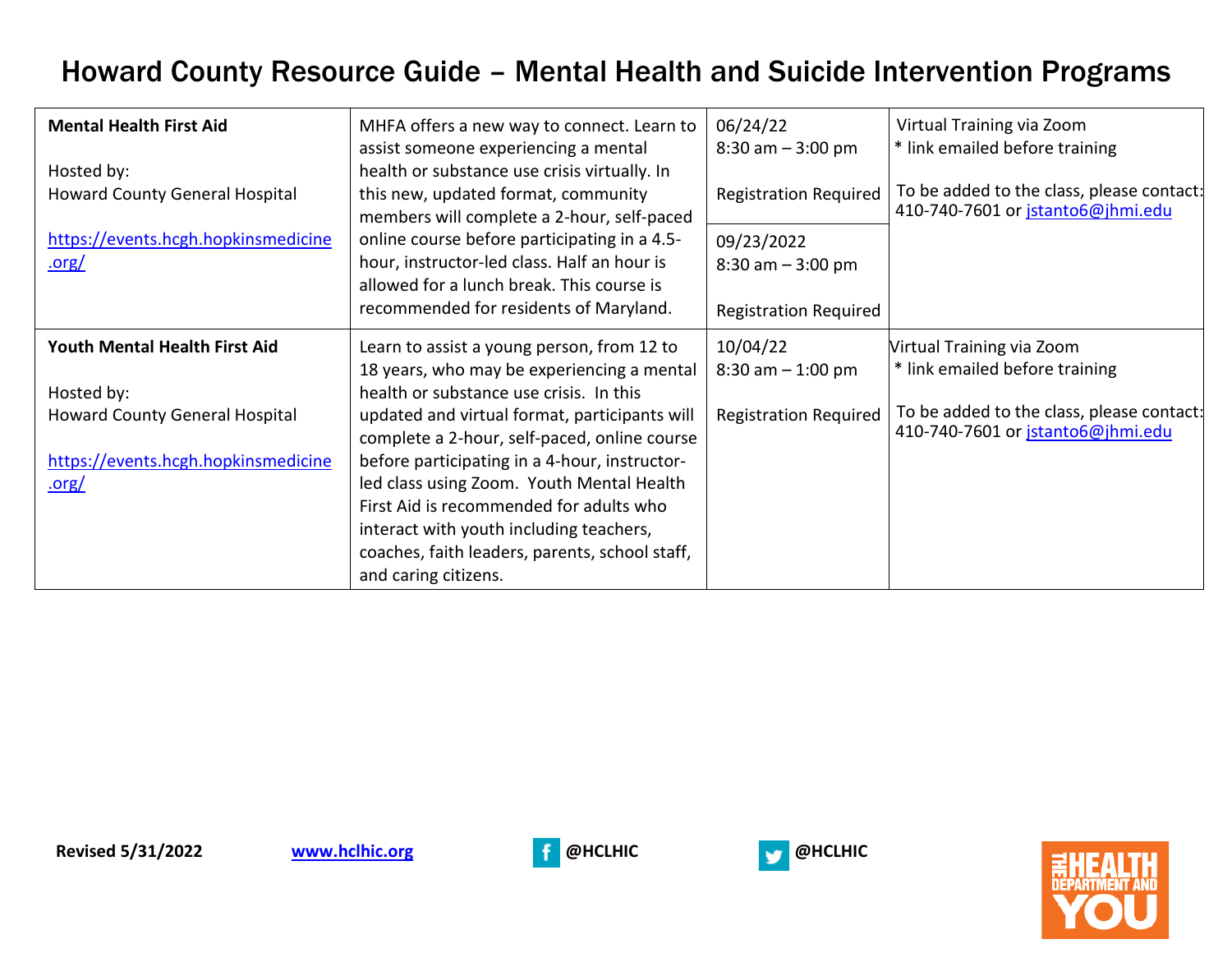# Howard County Resource Guide – Mental Health and Suicide Intervention Programs

| | | | |
|---|---|---|---|
| **Mental Health First Aid**<br><br>Hosted by:<br>Howard County General Hospital<br><br>https://events.hcgh.hopkinsmedicine.org/ | MHFA offers a new way to connect. Learn to assist someone experiencing a mental health or substance use crisis virtually. In this new, updated format, community members will complete a 2-hour, self-paced online course before participating in a 4.5-hour, instructor-led class. Half an hour is allowed for a lunch break. This course is recommended for residents of Maryland. | 06/24/22<br>8:30 am – 3:00 pm<br><br>Registration Required<br><br>09/23/2022<br>8:30 am – 3:00 pm<br><br>Registration Required | Virtual Training via Zoom<br>* link emailed before training<br><br>To be added to the class, please contact: 410-740-7601 or jstanto6@jhmi.edu |
| **Youth Mental Health First Aid**<br><br>Hosted by:<br>Howard County General Hospital<br><br>https://events.hcgh.hopkinsmedicine.org/ | Learn to assist a young person, from 12 to 18 years, who may be experiencing a mental health or substance use crisis. In this updated and virtual format, participants will complete a 2-hour, self-paced, online course before participating in a 4-hour, instructor-led class using Zoom. Youth Mental Health First Aid is recommended for adults who interact with youth including teachers, coaches, faith leaders, parents, school staff, and caring citizens. | 10/04/22<br>8:30 am – 1:00 pm<br><br>Registration Required | Virtual Training via Zoom<br>* link emailed before training<br><br>To be added to the class, please contact: 410-740-7601 or jstanto6@jhmi.edu |

**Revised 5/31/2022** **www.hclhic.org** @HCLHIC @HCLHIC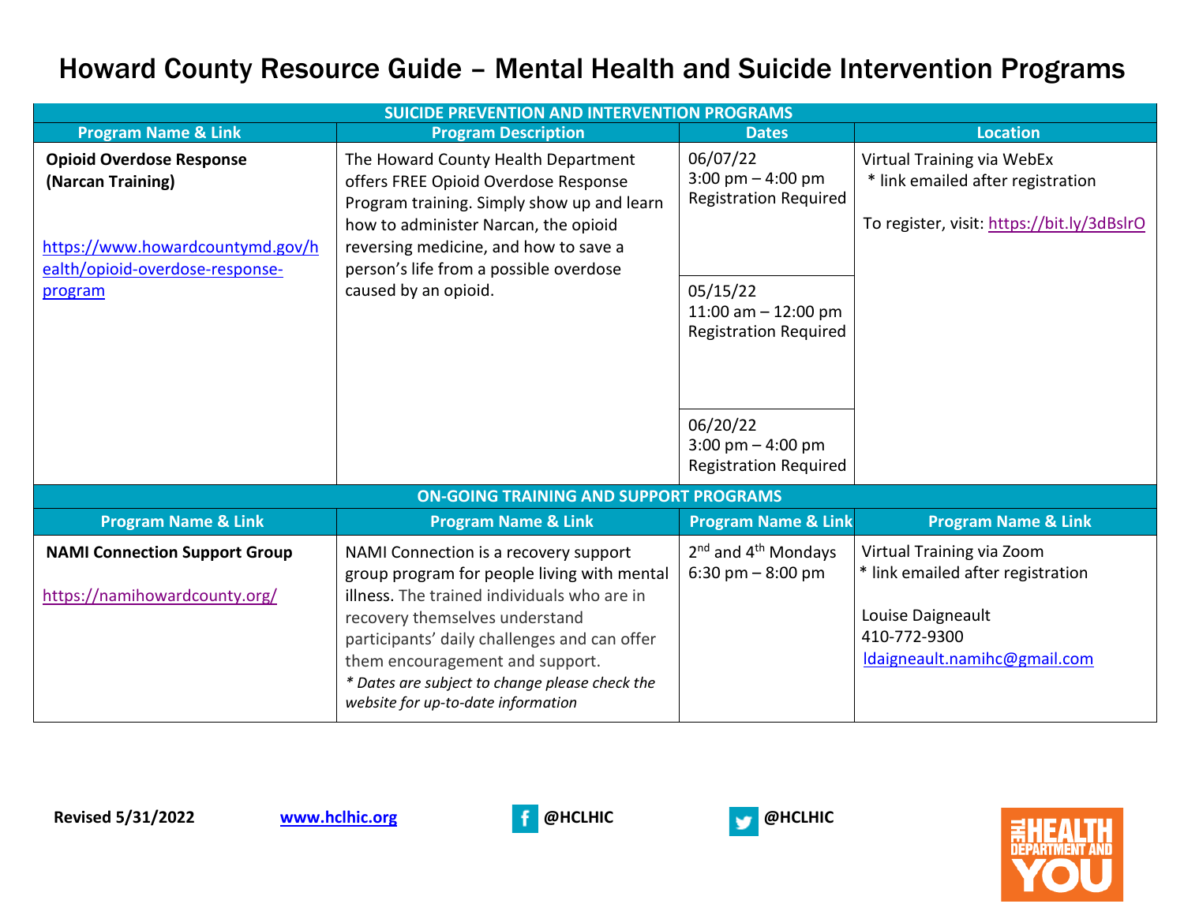# Howard County Resource Guide – Mental Health and Suicide Intervention Programs

| SUICIDE PREVENTION AND INTERVENTION PROGRAMS | | | |
|---|---|---|---|
| **Program Name & Link** | **Program Description** | **Dates** | **Location** |
| **Opioid Overdose Response (Narcan Training)**<br><br>https://www.howardcountymd.gov/health/opioid-overdose-response-program | The Howard County Health Department offers FREE Opioid Overdose Response Program training. Simply show up and learn how to administer Narcan, the opioid reversing medicine, and how to save a person's life from a possible overdose caused by an opioid. | 06/07/22<br>3:00 pm – 4:00 pm<br>Registration Required<br><br>05/15/22<br>11:00 am – 12:00 pm<br>Registration Required<br><br>06/20/22<br>3:00 pm – 4:00 pm<br>Registration Required | Virtual Training via WebEx<br>* link emailed after registration<br><br>To register, visit: https://bit.ly/3dBslrO |
| **ON-GOING TRAINING AND SUPPORT PROGRAMS** | | | |
| **Program Name & Link** | **Program Name & Link** | **Program Name & Link** | **Program Name & Link** |
| **NAMI Connection Support Group**<br><br>https://namihowardcounty.org/ | NAMI Connection is a recovery support group program for people living with mental illness. The trained individuals who are in recovery themselves understand participants' daily challenges and can offer them encouragement and support.<br>*\* Dates are subject to change please check the website for up-to-date information* | 2nd and 4th Mondays<br>6:30 pm – 8:00 pm | Virtual Training via Zoom<br>* link emailed after registration<br><br>Louise Daigneault<br>410-772-9300<br>ldaigneault.namihc@gmail.com |

**Revised 5/31/2022** www.hclhic.org @HCLHIC @HCLHIC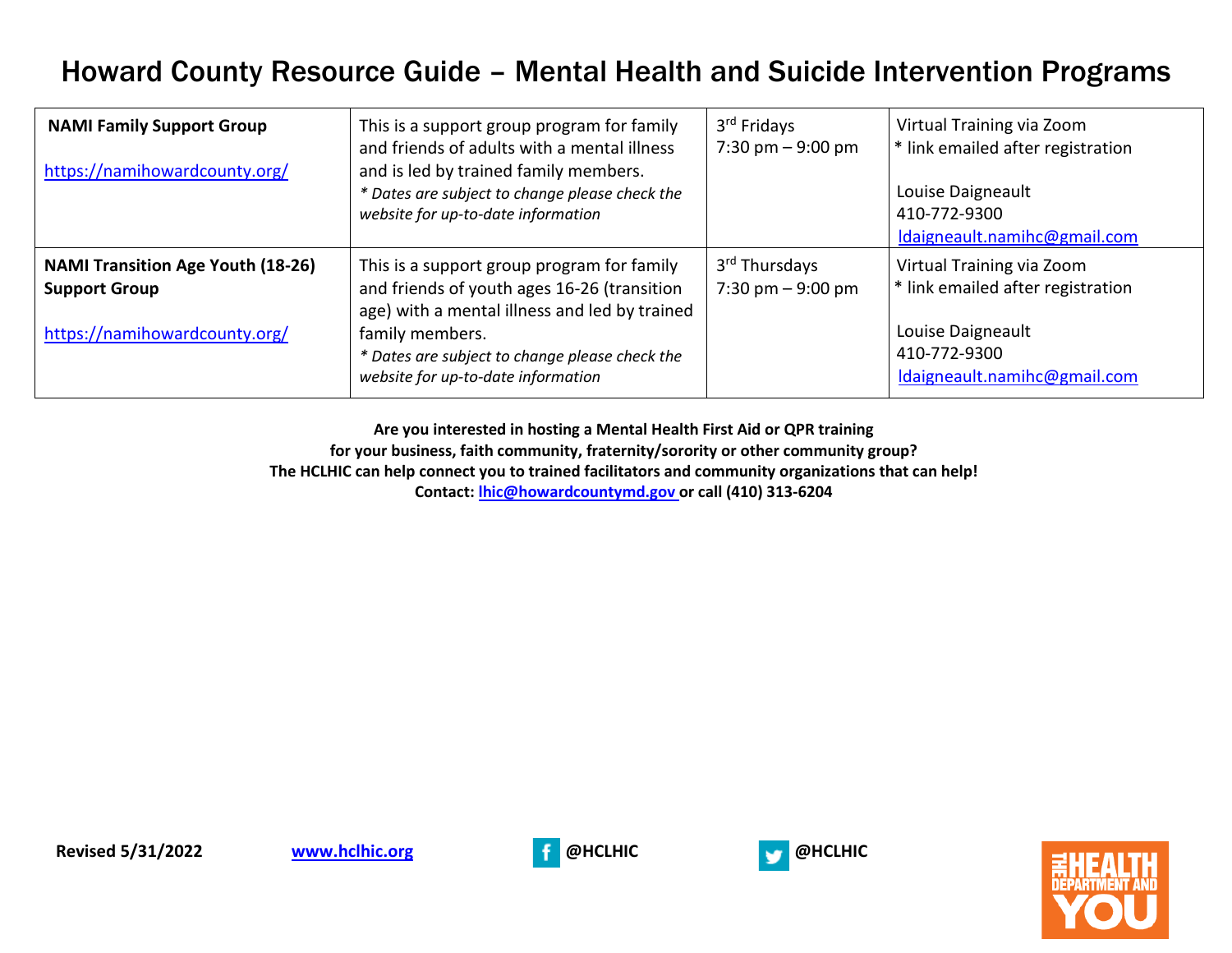# Howard County Resource Guide – Mental Health and Suicide Intervention Programs

| | | | |
|---|---|---|---|
| **NAMI Family Support Group**<br><br>https://namihowardcounty.org/ | This is a support group program for family and friends of adults with a mental illness and is led by trained family members.<br>*\* Dates are subject to change please check the website for up-to-date information* | 3rd Fridays<br>7:30 pm – 9:00 pm | Virtual Training via Zoom<br>\* link emailed after registration<br><br>Louise Daigneault<br>410-772-9300<br>ldaigneault.namihc@gmail.com |
| **NAMI Transition Age Youth (18-26) Support Group**<br><br>https://namihowardcounty.org/ | This is a support group program for family and friends of youth ages 16-26 (transition age) with a mental illness and led by trained family members.<br>*\* Dates are subject to change please check the website for up-to-date information* | 3rd Thursdays<br>7:30 pm – 9:00 pm | Virtual Training via Zoom<br>\* link emailed after registration<br><br>Louise Daigneault<br>410-772-9300<br>ldaigneault.namihc@gmail.com |

**Are you interested in hosting a Mental Health First Aid or QPR training**
**for your business, faith community, fraternity/sorority or other community group?**
**The HCLHIC can help connect you to trained facilitators and community organizations that can help!**
**Contact: lhic@howardcountymd.gov or call (410) 313-6204**

**Revised 5/31/2022** **www.hclhic.org** @HCLHIC @HCLHIC